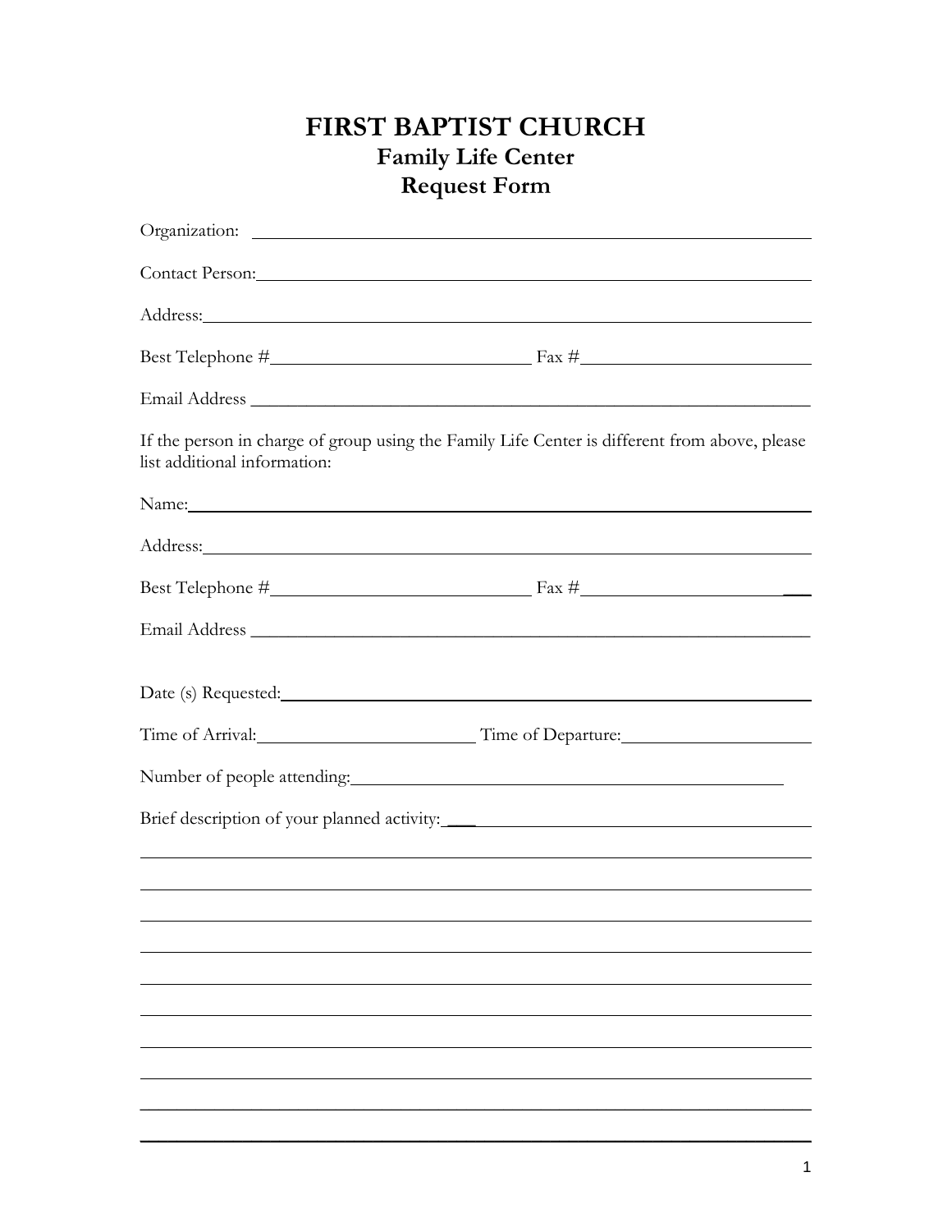# FIRST BAPTIST CHURCH

## Family Life Center

## Request Form

Organization: ____________________________________________

Contact Person: ____________________________________________

Address: ____________________________________________

Best Telephone # ______________________ Fax # ______________________

Email Address ____________________________________________

If the person in charge of group using the Family Life Center is different from above, please list additional information:

Name: ____________________________________________

Address: ____________________________________________

Best Telephone # ______________________ Fax # ______________________

Email Address ____________________________________________

Date (s) Requested: ____________________________________________

Time of Arrival: ______________________ Time of Departure: ______________________

Number of people attending: ____________________________________________

Brief description of your planned activity: ____________________________________________

____________________________________________

____________________________________________

____________________________________________

____________________________________________

____________________________________________

____________________________________________

____________________________________________

____________________________________________

____________________________________________

____________________________________________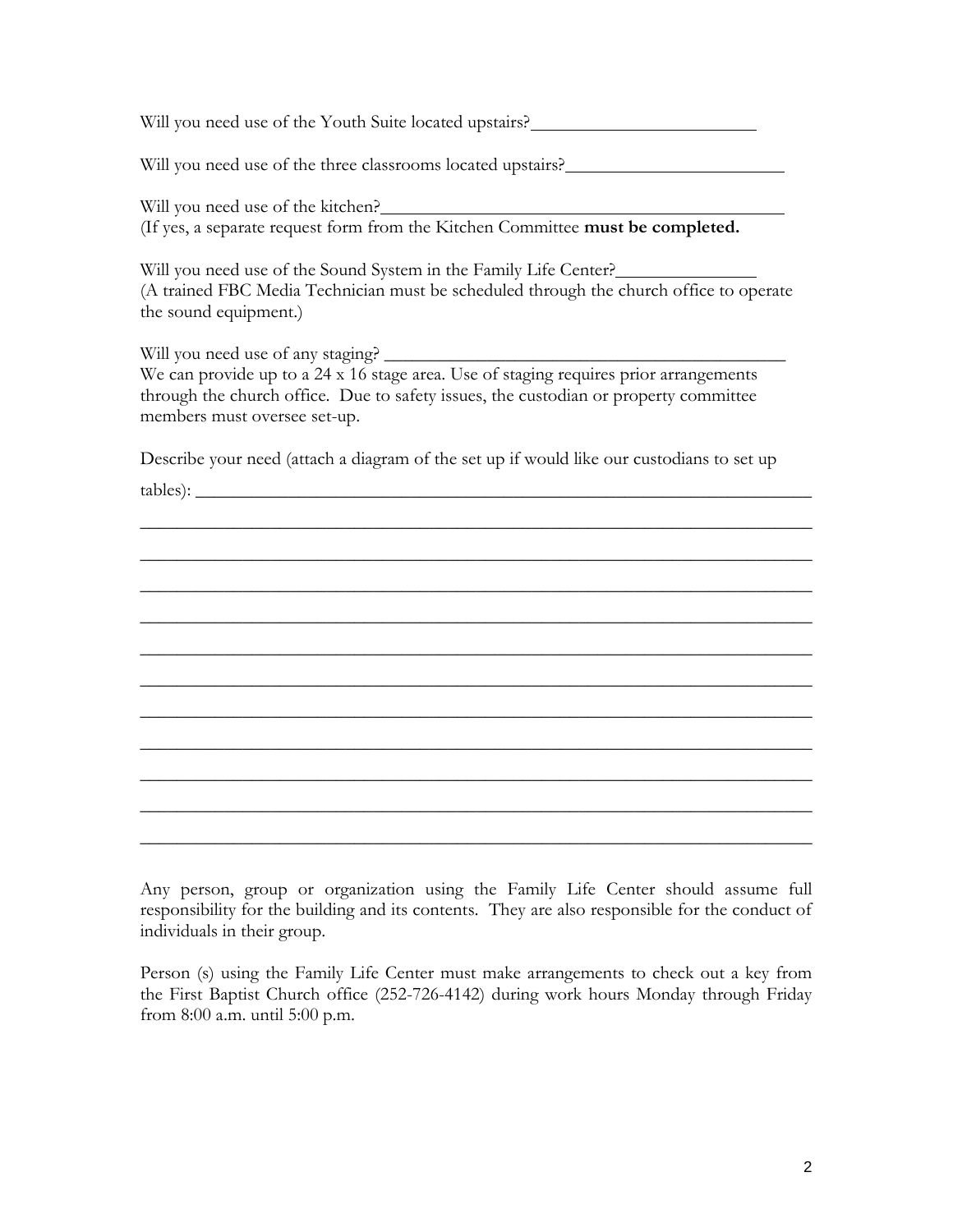Will you need use of the Youth Suite located upstairs?_________________________

Will you need use of the three classrooms located upstairs?______________________

Will you need use of the kitchen?_________________________________________
(If yes, a separate request form from the Kitchen Committee **must be completed.**

Will you need use of the Sound System in the Family Life Center?_______________
(A trained FBC Media Technician must be scheduled through the church office to operate the sound equipment.)

Will you need use of any staging? __________________________________________
We can provide up to a 24 x 16 stage area. Use of staging requires prior arrangements through the church office. Due to safety issues, the custodian or property committee members must oversee set-up.

Describe your need (attach a diagram of the set up if would like our custodians to set up tables): ___________________________________________________________________

______________________________________________________________________

______________________________________________________________________

______________________________________________________________________

______________________________________________________________________

______________________________________________________________________

______________________________________________________________________

______________________________________________________________________

______________________________________________________________________

______________________________________________________________________

______________________________________________________________________

______________________________________________________________________

Any person, group or organization using the Family Life Center should assume full responsibility for the building and its contents. They are also responsible for the conduct of individuals in their group.

Person (s) using the Family Life Center must make arrangements to check out a key from the First Baptist Church office (252-726-4142) during work hours Monday through Friday from 8:00 a.m. until 5:00 p.m.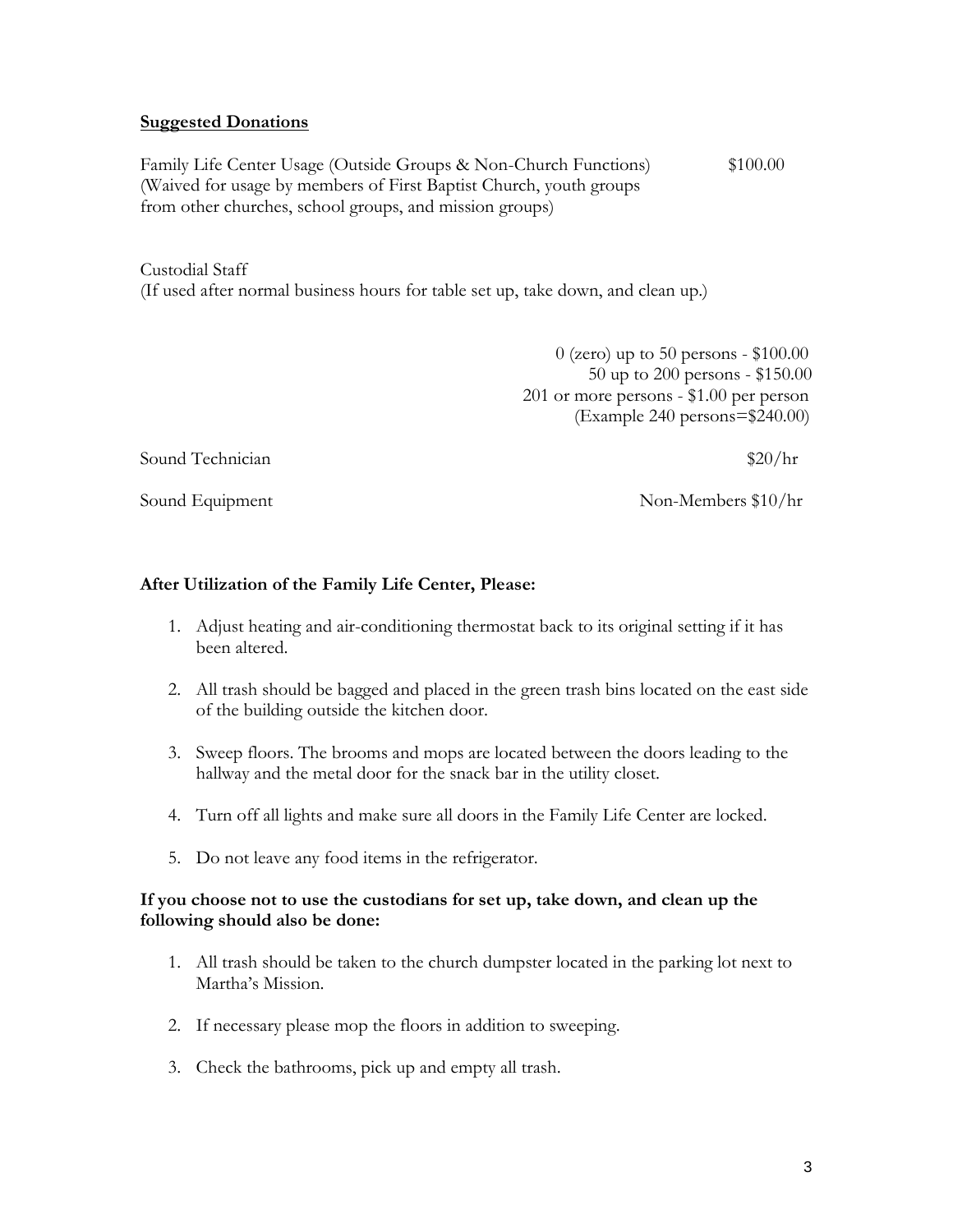**Suggested Donations**

Family Life Center Usage (Outside Groups & Non-Church Functions) $100.00
(Waived for usage by members of First Baptist Church, youth groups from other churches, school groups, and mission groups)

Custodial Staff
(If used after normal business hours for table set up, take down, and clean up.)

0 (zero) up to 50 persons - $100.00
50 up to 200 persons - $150.00
201 or more persons - $1.00 per person
(Example 240 persons=$240.00)

Sound Technician $20/hr

Sound Equipment Non-Members $10/hr

**After Utilization of the Family Life Center, Please:**

1. Adjust heating and air-conditioning thermostat back to its original setting if it has been altered.

2. All trash should be bagged and placed in the green trash bins located on the east side of the building outside the kitchen door.

3. Sweep floors. The brooms and mops are located between the doors leading to the hallway and the metal door for the snack bar in the utility closet.

4. Turn off all lights and make sure all doors in the Family Life Center are locked.

5. Do not leave any food items in the refrigerator.

**If you choose not to use the custodians for set up, take down, and clean up the following should also be done:**

1. All trash should be taken to the church dumpster located in the parking lot next to Martha's Mission.

2. If necessary please mop the floors in addition to sweeping.

3. Check the bathrooms, pick up and empty all trash.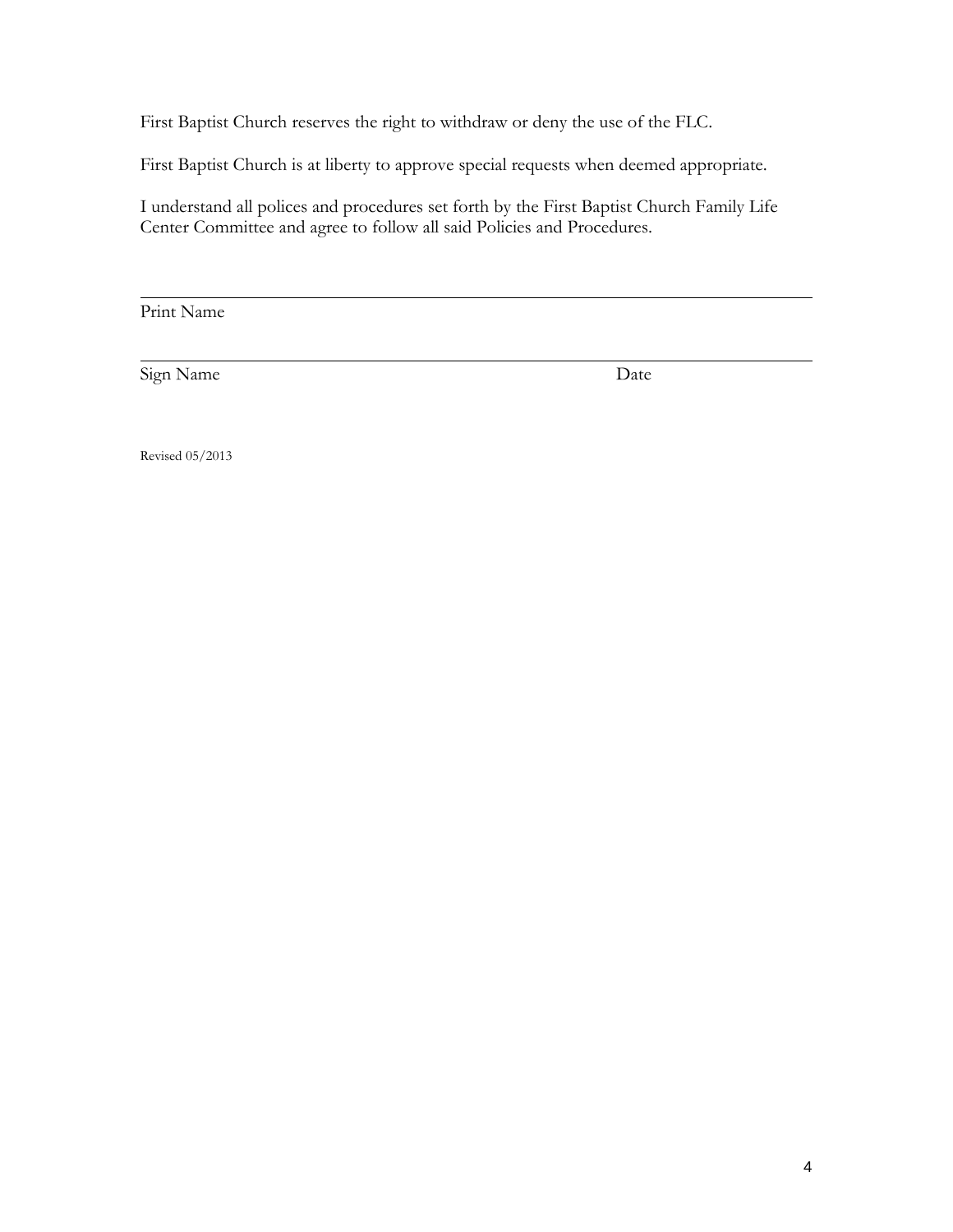First Baptist Church reserves the right to withdraw or deny the use of the FLC.

First Baptist Church is at liberty to approve special requests when deemed appropriate.

I understand all polices and procedures set forth by the First Baptist Church Family Life Center Committee and agree to follow all said Policies and Procedures.

\_\_\_\_\_\_\_\_\_\_\_\_\_\_\_\_\_\_\_\_\_\_\_\_\_\_\_\_\_\_\_\_\_\_\_\_\_\_\_\_\_\_\_\_\_\_\_\_\_\_\_\_\_\_\_\_\_\_\_\_

Print Name

\_\_\_\_\_\_\_\_\_\_\_\_\_\_\_\_\_\_\_\_\_\_\_\_\_\_\_\_\_\_\_\_\_\_\_\_\_\_\_\_\_\_\_\_\_\_\_\_\_\_\_\_\_\_\_\_\_\_\_\_

Sign Name                                                                                    Date

Revised 05/2013